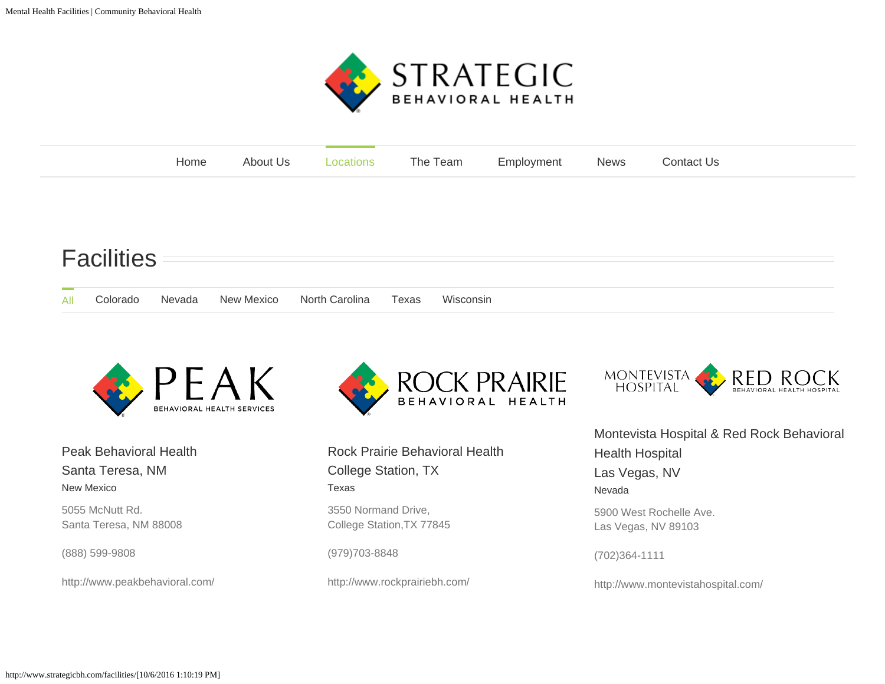STRATEGIC BEHAVIORAL HEALTH

Home | About Us | Locations | The Team | Employment | News | Contact Us

# Facilities

All | Colorado | Nevada | New Mexico | North Carolina | Texas | Wisconsin

PEAK BEHAVIORAL HEALTH SERVICES

### Peak Behavioral Health
### Santa Teresa, NM

New Mexico

5055 McNutt Rd.
Santa Teresa, NM 88008

(888) 599-9808

http://www.peakbehavioral.com/

ROCK PRAIRIE BEHAVIORAL HEALTH

### Rock Prairie Behavioral Health
### College Station, TX

Texas

3550 Normand Drive,
College Station,TX 77845

(979)703-8848

http://www.rockprairiebh.com/

MONTEVISTA HOSPITAL RED ROCK BEHAVIORAL HEALTH HOSPITAL

### Montevista Hospital & Red Rock Behavioral Health Hospital
### Las Vegas, NV

Nevada

5900 West Rochelle Ave.
Las Vegas, NV 89103

(702)364-1111

http://www.montevistahospital.com/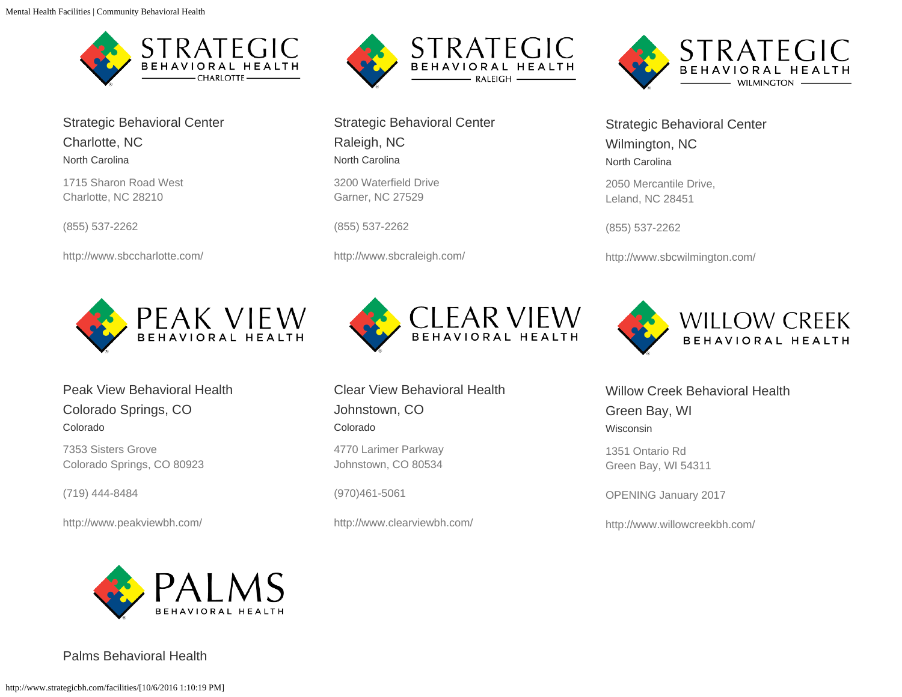STRATEGIC BEHAVIORAL HEALTH CHARLOTTE

Strategic Behavioral Center
Charlotte, NC
North Carolina

1715 Sharon Road West
Charlotte, NC 28210

(855) 537-2262

http://www.sbccharlotte.com/

STRATEGIC BEHAVIORAL HEALTH RALEIGH

Strategic Behavioral Center
Raleigh, NC
North Carolina

3200 Waterfield Drive
Garner, NC 27529

(855) 537-2262

http://www.sbcraleigh.com/

STRATEGIC BEHAVIORAL HEALTH WILMINGTON

Strategic Behavioral Center
Wilmington, NC
North Carolina

2050 Mercantile Drive,
Leland, NC 28451

(855) 537-2262

http://www.sbcwilmington.com/

PEAK VIEW BEHAVIORAL HEALTH

Peak View Behavioral Health
Colorado Springs, CO
Colorado

7353 Sisters Grove
Colorado Springs, CO 80923

(719) 444-8484

http://www.peakviewbh.com/

CLEAR VIEW BEHAVIORAL HEALTH

Clear View Behavioral Health
Johnstown, CO
Colorado

4770 Larimer Parkway
Johnstown, CO 80534

(970)461-5061

http://www.clearviewbh.com/

WILLOW CREEK BEHAVIORAL HEALTH

Willow Creek Behavioral Health
Green Bay, WI
Wisconsin

1351 Ontario Rd
Green Bay, WI 54311

OPENING January 2017

http://www.willowcreekbh.com/

PALMS BEHAVIORAL HEALTH

Palms Behavioral Health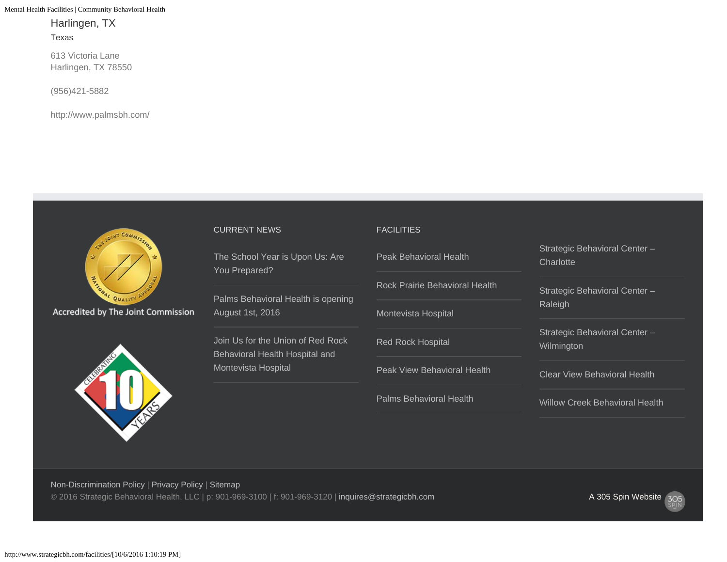Harlingen, TX

Texas

613 Victoria Lane
Harlingen, TX 78550

(956)421-5882

http://www.palmsbh.com/

Accredited by The Joint Commission

CURRENT NEWS

The School Year is Upon Us: Are You Prepared?

Palms Behavioral Health is opening August 1st, 2016

Join Us for the Union of Red Rock Behavioral Health Hospital and Montevista Hospital

FACILITIES

Peak Behavioral Health

Rock Prairie Behavioral Health

Montevista Hospital

Red Rock Hospital

Peak View Behavioral Health

Palms Behavioral Health

Strategic Behavioral Center – Charlotte

Strategic Behavioral Center – Raleigh

Strategic Behavioral Center – Wilmington

Clear View Behavioral Health

Willow Creek Behavioral Health

Non-Discrimination Policy | Privacy Policy | Sitemap

© 2016 Strategic Behavioral Health, LLC | p: 901-969-3100 | f: 901-969-3120 | inquires@strategicbh.com

A 305 Spin Website